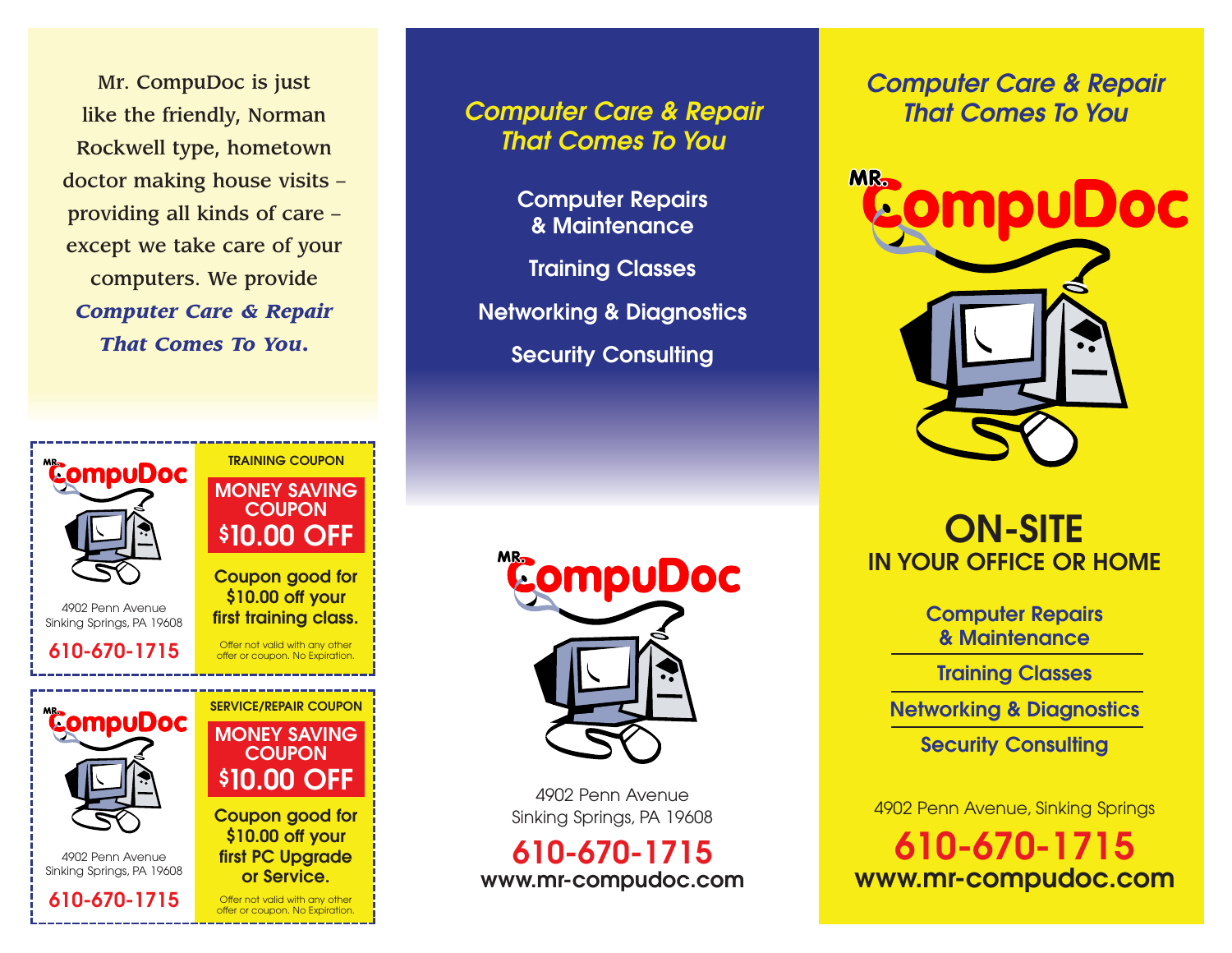Mr. CompuDoc is just like the friendly, Norman Rockwell type, hometown doctor making house visits – providing all kinds of care – except we take care of your computers. We provide ***Computer Care & Repair That Comes To You.***

---

MR. CompuDoc

4902 Penn Avenue
Sinking Springs, PA 19608

**610-670-1715**

**TRAINING COUPON**

**MONEY SAVING COUPON**
**$10.00 OFF**

**Coupon good for $10.00 off your first training class.**

Offer not valid with any other offer or coupon. No Expiration.

---

MR. CompuDoc

4902 Penn Avenue
Sinking Springs, PA 19608

**610-670-1715**

**SERVICE/REPAIR COUPON**

**MONEY SAVING COUPON**
**$10.00 OFF**

**Coupon good for $10.00 off your first PC Upgrade or Service.**

Offer not valid with any other offer or coupon. No Expiration.

---

*Computer Care & Repair That Comes To You*

Computer Repairs & Maintenance

Training Classes

Networking & Diagnostics

Security Consulting

MR. CompuDoc

4902 Penn Avenue
Sinking Springs, PA 19608

**610-670-1715**
**www.mr-compudoc.com**

---

*Computer Care & Repair That Comes To You*

MR. CompuDoc

# ON-SITE
## IN YOUR OFFICE OR HOME

Computer Repairs & Maintenance

Training Classes

Networking & Diagnostics

Security Consulting

4902 Penn Avenue, Sinking Springs

**610-670-1715**
**www.mr-compudoc.com**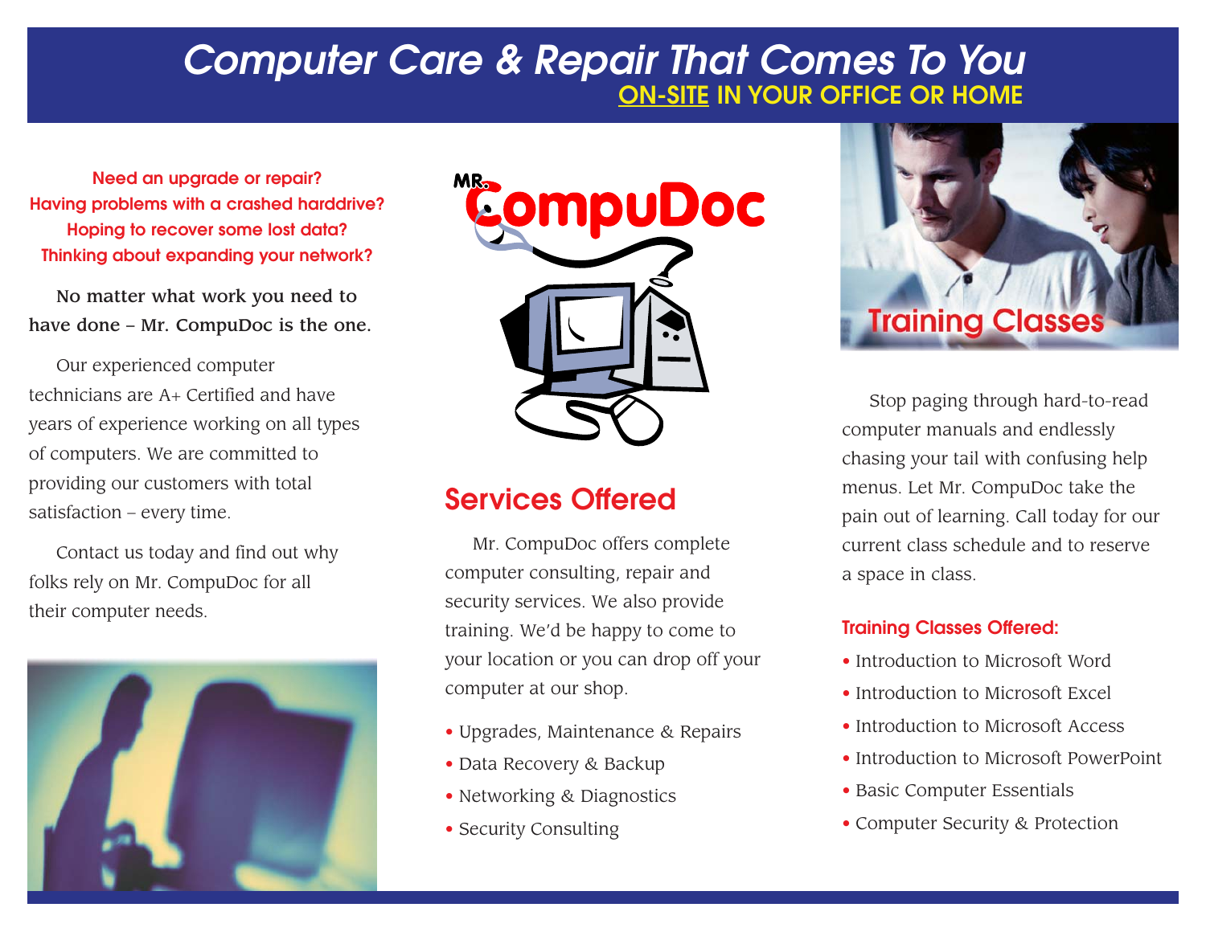# Computer Care & Repair That Comes To You

**ON-SITE IN YOUR OFFICE OR HOME**

**Need an upgrade or repair?**
**Having problems with a crashed harddrive?**
**Hoping to recover some lost data?**
**Thinking about expanding your network?**

**No matter what work you need to have done – Mr. CompuDoc is the one.**

Our experienced computer technicians are A+ Certified and have years of experience working on all types of computers. We are committed to providing our customers with total satisfaction – every time.

Contact us today and find out why folks rely on Mr. CompuDoc for all their computer needs.

MR. CompuDoc

## Services Offered

Mr. CompuDoc offers complete computer consulting, repair and security services. We also provide training. We'd be happy to come to your location or you can drop off your computer at our shop.

- Upgrades, Maintenance & Repairs
- Data Recovery & Backup
- Networking & Diagnostics
- Security Consulting

## Training Classes

Stop paging through hard-to-read computer manuals and endlessly chasing your tail with confusing help menus. Let Mr. CompuDoc take the pain out of learning. Call today for our current class schedule and to reserve a space in class.

### Training Classes Offered:

- Introduction to Microsoft Word
- Introduction to Microsoft Excel
- Introduction to Microsoft Access
- Introduction to Microsoft PowerPoint
- Basic Computer Essentials
- Computer Security & Protection